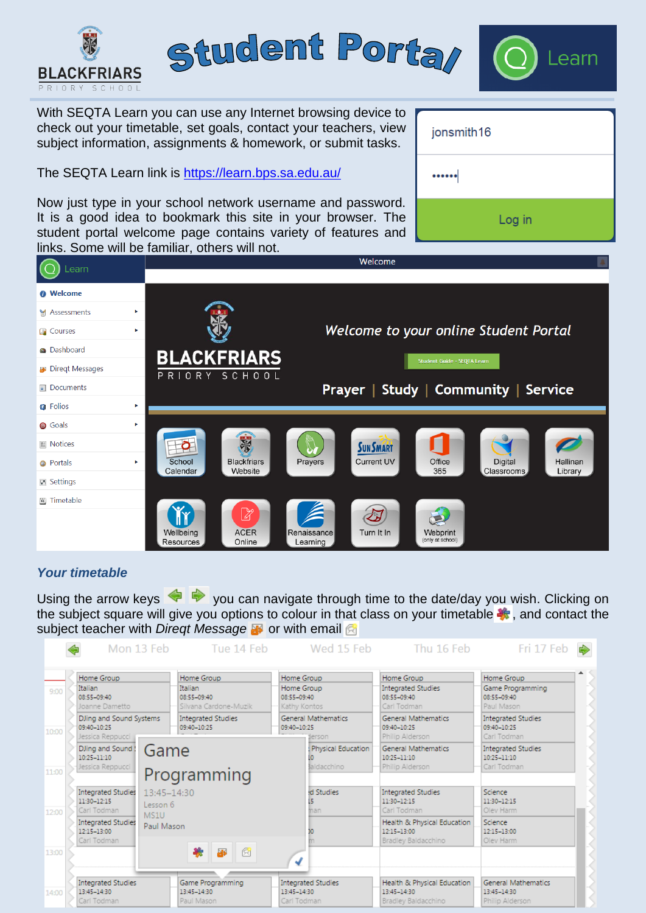# Student Portal

BLACKFRIARS PRIORY SCHOOL

Learn

With SEQTA Learn you can use any Internet browsing device to check out your timetable, set goals, contact your teachers, view subject information, assignments & homework, or submit tasks.

The SEQTA Learn link is https://learn.bps.sa.edu.au/

Now just type in your school network username and password. It is a good idea to bookmark this site in your browser. The student portal welcome page contains variety of features and links. Some will be familiar, others will not.

jonsmith16

Log in

Welcome

- Welcome
- Assessments
- Courses
- Dashboard
- Direqt Messages
- Documents
- Folios
- Goals
- Notices
- Portals
- Settings
- Timetable

Welcome to your online Student Portal

Student Guide - SEQTA Learn

Prayer | Study | Community | Service

School Calendar · Blackfriars Website · Prayers · SunSmart Current UV · Office 365 · Digital Classrooms · Hallinan Library · Wellbeing Resources · ACER Online · Renaissance Learning · Turn It In · Webprint (only at school)

## *Your timetable*

Using the arrow keys you can navigate through time to the date/day you wish. Clicking on the subject square will give you options to colour in that class on your timetable, and contact the subject teacher with *Direqt Message* or with email

| | Mon 13 Feb | Tue 14 Feb | Wed 15 Feb | Thu 16 Feb | Fri 17 Feb |
|---|---|---|---|---|---|
| | Home Group | Home Group | Home Group | Home Group | Home Group |
| 9:00 | Italian 08:55–09:40 Joanne Dametto | Italian 08:55–09:40 Silvana Cardone-Muzik | Home Group 08:55–09:40 Kathy Kontos | Integrated Studies 08:55–09:40 Carl Todman | Game Programming 08:55–09:40 Paul Mason |
| 10:00 | DJing and Sound Systems 09:40–10:25 Jessica Reppucci | Integrated Studies 09:40–10:25 | General Mathematics 09:40–10:25 | General Mathematics 09:40–10:25 Philip Alderson | Integrated Studies 09:40–10:25 Carl Todman |
| 11:00 | DJing and Sound 10:25–11:10 Jessica Reppucci | | Physical Education 10 Baldacchino | General Mathematics 10:25–11:10 Philip Alderson | Integrated Studies 10:25–11:10 Carl Todman |
| 12:00 | Integrated Studies 11:30–12:15 Carl Todman | | Studies 15 | Integrated Studies 11:30–12:15 Carl Todman | Science 11:30–12:15 Olev Harm |
| | Integrated Studies 12:15–13:00 Carl Todman | | | Health & Physical Education 12:15–13:00 Bradley Baldacchino | Science 12:15–13:00 Olev Harm |
| 13:00 | | | | | |
| 14:00 | Integrated Studies 13:45–14:30 Carl Todman | Game Programming 13:45–14:30 Paul Mason | Integrated Studies 13:45–14:30 Carl Todman | Health & Physical Education 13:45–14:30 Bradley Baldacchino | General Mathematics 13:45–14:30 Philip Alderson |

Game Programming
13:45–14:30
Lesson 6
MS1U
Paul Mason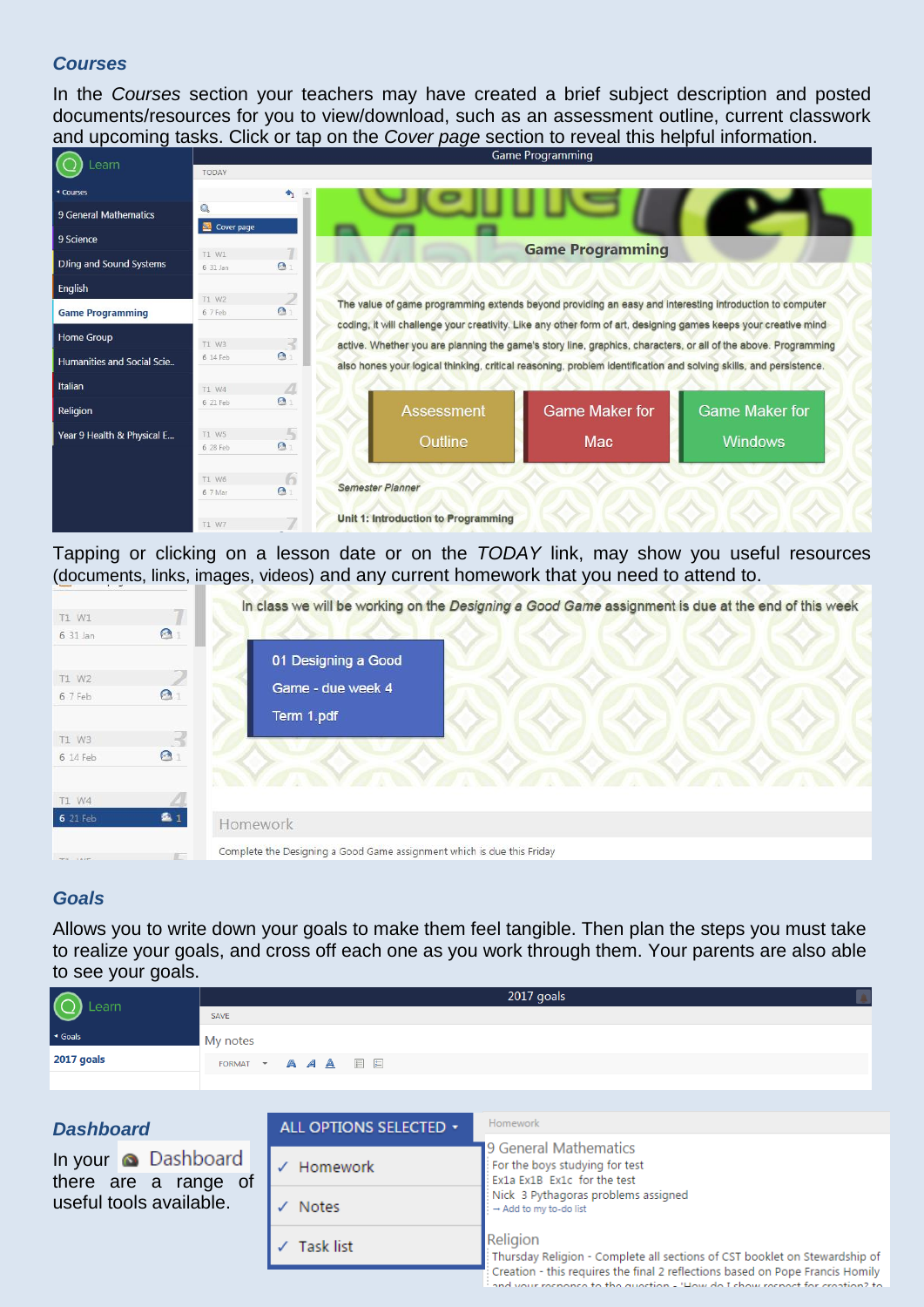## *Courses*

In the *Courses* section your teachers may have created a brief subject description and posted documents/resources for you to view/download, such as an assessment outline, current classwork and upcoming tasks. Click or tap on the *Cover page* section to reveal this helpful information.

Tapping or clicking on a lesson date or on the *TODAY* link, may show you useful resources (documents, links, images, videos) and any current homework that you need to attend to.

## *Goals*

Allows you to write down your goals to make them feel tangible. Then plan the steps you must take to realize your goals, and cross off each one as you work through them. Your parents are also able to see your goals.

## *Dashboard*

In your Dashboard there are a range of useful tools available.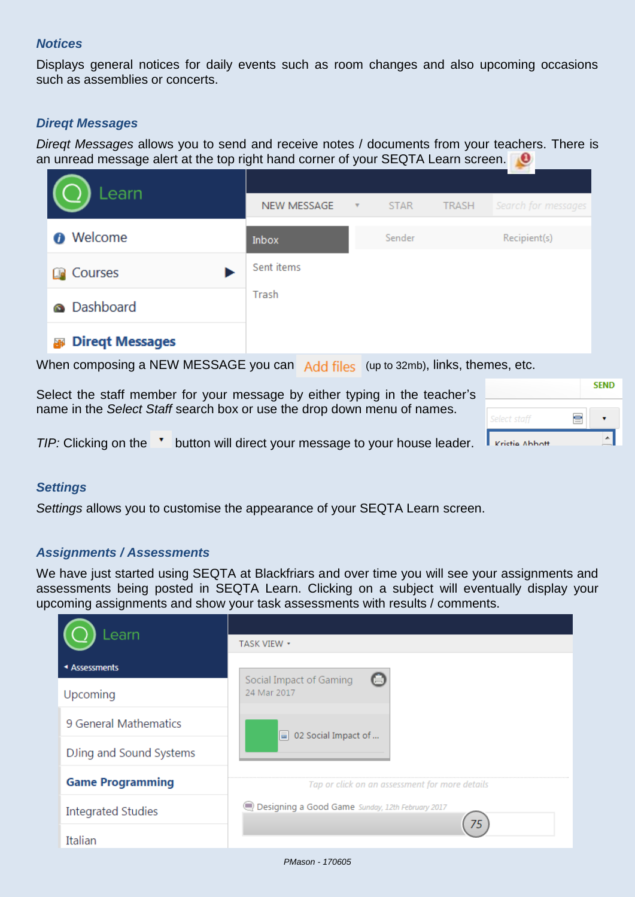### *Notices*

Displays general notices for daily events such as room changes and also upcoming occasions such as assemblies or concerts.

### *Direqt Messages*

*Direqt Messages* allows you to send and receive notes / documents from your teachers. There is an unread message alert at the top right hand corner of your SEQTA Learn screen.

When composing a NEW MESSAGE you can Add files (up to 32mb), links, themes, etc.

Select the staff member for your message by either typing in the teacher's name in the *Select Staff* search box or use the drop down menu of names.

*TIP:* Clicking on the ▾ button will direct your message to your house leader.

### *Settings*

*Settings* allows you to customise the appearance of your SEQTA Learn screen.

### *Assignments / Assessments*

We have just started using SEQTA at Blackfriars and over time you will see your assignments and assessments being posted in SEQTA Learn. Clicking on a subject will eventually display your upcoming assignments and show your task assessments with results / comments.

PMason - 170605